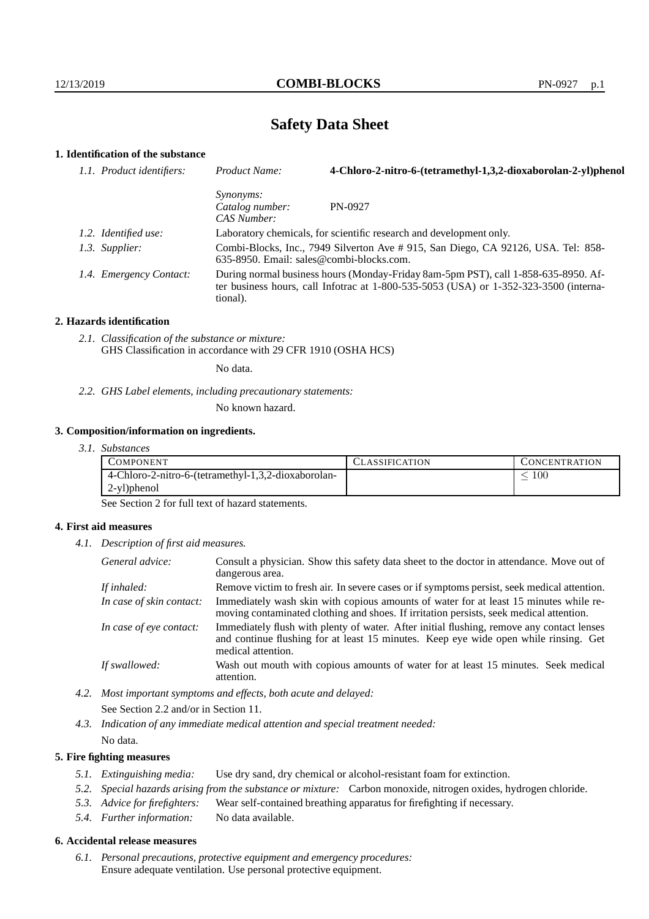# Safety Data Sheet

## 1. Identification of the substance

*1.1. Product identifiers:* *Product Name:* **4-Chloro-2-nitro-6-(tetramethyl-1,3,2-dioxaborolan-2-yl)phenol**

*Synonyms:*

*Catalog number:* PN-0927

*CAS Number:*

*1.2. Identified use:* Laboratory chemicals, for scientific research and development only.

*1.3. Supplier:* Combi-Blocks, Inc., 7949 Silverton Ave # 915, San Diego, CA 92126, USA. Tel: 858-635-8950. Email: sales@combi-blocks.com.

*1.4. Emergency Contact:* During normal business hours (Monday-Friday 8am-5pm PST), call 1-858-635-8950. After business hours, call Infotrac at 1-800-535-5053 (USA) or 1-352-323-3500 (international).

## 2. Hazards identification

*2.1. Classification of the substance or mixture:*
GHS Classification in accordance with 29 CFR 1910 (OSHA HCS)

No data.

*2.2. GHS Label elements, including precautionary statements:*

No known hazard.

## 3. Composition/information on ingredients.

*3.1. Substances*

| Component | Classification | Concentration |
|---|---|---|
| 4-Chloro-2-nitro-6-(tetramethyl-1,3,2-dioxaborolan-2-yl)phenol | | $\leq 100$ |

See Section 2 for full text of hazard statements.

## 4. First aid measures

*4.1. Description of first aid measures.*

*General advice:* Consult a physician. Show this safety data sheet to the doctor in attendance. Move out of dangerous area.

*If inhaled:* Remove victim to fresh air. In severe cases or if symptoms persist, seek medical attention.

*In case of skin contact:* Immediately wash skin with copious amounts of water for at least 15 minutes while removing contaminated clothing and shoes. If irritation persists, seek medical attention.

*In case of eye contact:* Immediately flush with plenty of water. After initial flushing, remove any contact lenses and continue flushing for at least 15 minutes. Keep eye wide open while rinsing. Get medical attention.

*If swallowed:* Wash out mouth with copious amounts of water for at least 15 minutes. Seek medical attention.

*4.2. Most important symptoms and effects, both acute and delayed:*

See Section 2.2 and/or in Section 11.

*4.3. Indication of any immediate medical attention and special treatment needed:*

No data.

## 5. Fire fighting measures

*5.1. Extinguishing media:* Use dry sand, dry chemical or alcohol-resistant foam for extinction.

*5.2. Special hazards arising from the substance or mixture:* Carbon monoxide, nitrogen oxides, hydrogen chloride.

*5.3. Advice for firefighters:* Wear self-contained breathing apparatus for firefighting if necessary.

*5.4. Further information:* No data available.

## 6. Accidental release measures

*6.1. Personal precautions, protective equipment and emergency procedures:*
Ensure adequate ventilation. Use personal protective equipment.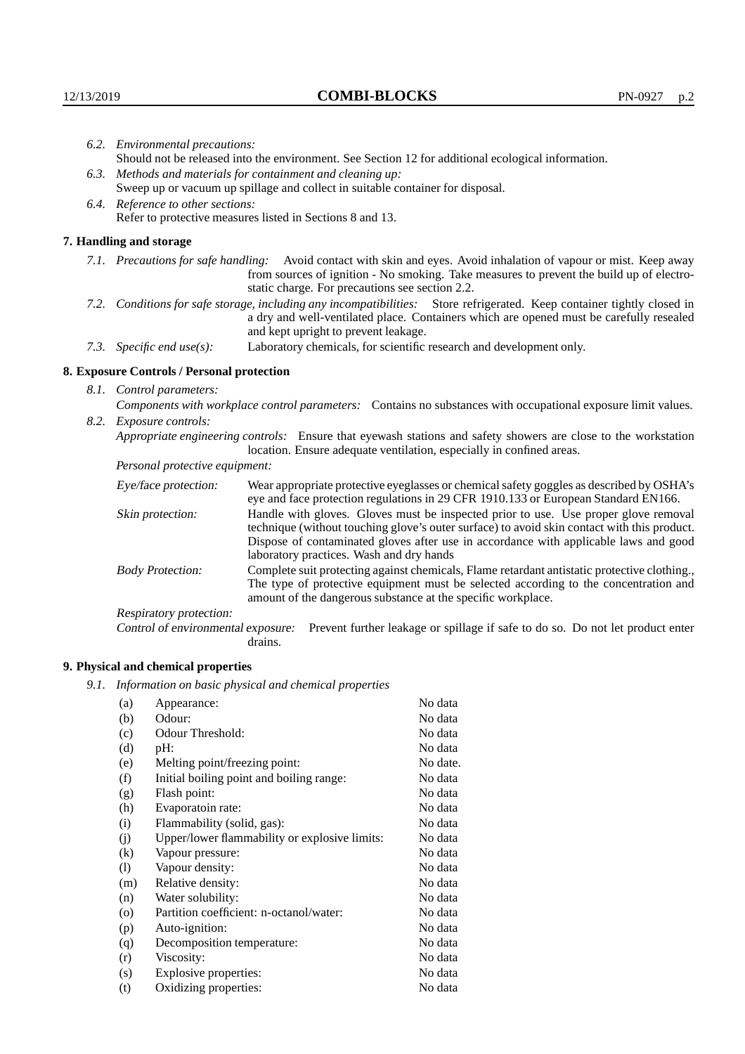*6.2. Environmental precautions:*
Should not be released into the environment. See Section 12 for additional ecological information.

*6.3. Methods and materials for containment and cleaning up:*
Sweep up or vacuum up spillage and collect in suitable container for disposal.

*6.4. Reference to other sections:*
Refer to protective measures listed in Sections 8 and 13.

## 7. Handling and storage

*7.1. Precautions for safe handling:* Avoid contact with skin and eyes. Avoid inhalation of vapour or mist. Keep away from sources of ignition - No smoking. Take measures to prevent the build up of electrostatic charge. For precautions see section 2.2.

*7.2. Conditions for safe storage, including any incompatibilities:* Store refrigerated. Keep container tightly closed in a dry and well-ventilated place. Containers which are opened must be carefully resealed and kept upright to prevent leakage.

*7.3. Specific end use(s):* Laboratory chemicals, for scientific research and development only.

## 8. Exposure Controls / Personal protection

*8.1. Control parameters:*
*Components with workplace control parameters:* Contains no substances with occupational exposure limit values.

*8.2. Exposure controls:*
*Appropriate engineering controls:* Ensure that eyewash stations and safety showers are close to the workstation location. Ensure adequate ventilation, especially in confined areas.

*Personal protective equipment:*

*Eye/face protection:* Wear appropriate protective eyeglasses or chemical safety goggles as described by OSHA's eye and face protection regulations in 29 CFR 1910.133 or European Standard EN166.

*Skin protection:* Handle with gloves. Gloves must be inspected prior to use. Use proper glove removal technique (without touching glove's outer surface) to avoid skin contact with this product. Dispose of contaminated gloves after use in accordance with applicable laws and good laboratory practices. Wash and dry hands

*Body Protection:* Complete suit protecting against chemicals, Flame retardant antistatic protective clothing., The type of protective equipment must be selected according to the concentration and amount of the dangerous substance at the specific workplace.

*Respiratory protection:*

*Control of environmental exposure:* Prevent further leakage or spillage if safe to do so. Do not let product enter drains.

## 9. Physical and chemical properties

*9.1. Information on basic physical and chemical properties*

| | | |
|---|---|---|
| (a) | Appearance: | No data |
| (b) | Odour: | No data |
| (c) | Odour Threshold: | No data |
| (d) | pH: | No data |
| (e) | Melting point/freezing point: | No date. |
| (f) | Initial boiling point and boiling range: | No data |
| (g) | Flash point: | No data |
| (h) | Evaporatoin rate: | No data |
| (i) | Flammability (solid, gas): | No data |
| (j) | Upper/lower flammability or explosive limits: | No data |
| (k) | Vapour pressure: | No data |
| (l) | Vapour density: | No data |
| (m) | Relative density: | No data |
| (n) | Water solubility: | No data |
| (o) | Partition coefficient: n-octanol/water: | No data |
| (p) | Auto-ignition: | No data |
| (q) | Decomposition temperature: | No data |
| (r) | Viscosity: | No data |
| (s) | Explosive properties: | No data |
| (t) | Oxidizing properties: | No data |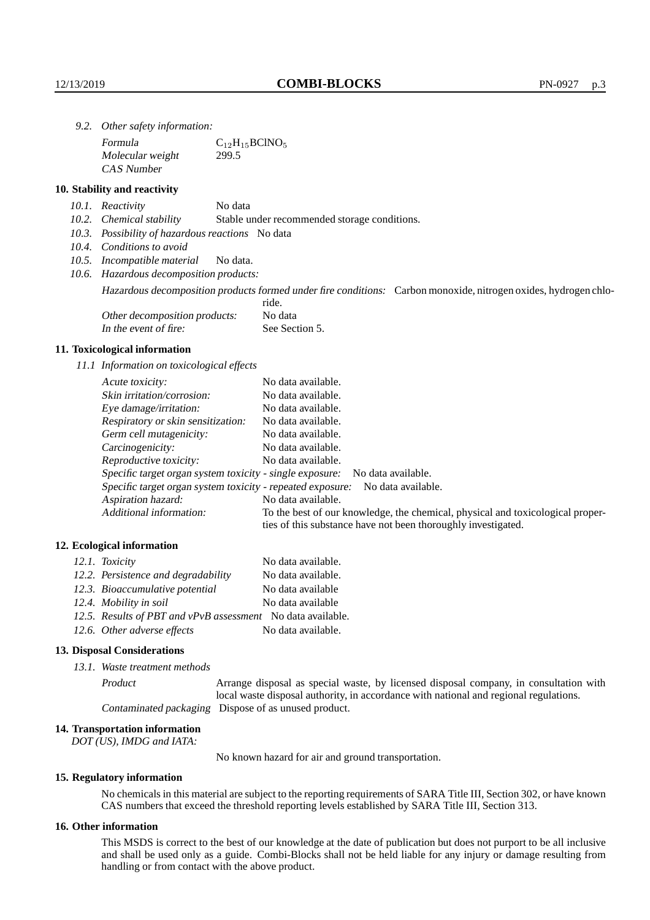*9.2. Other safety information:*

| | |
|---|---|
| *Formula* | $C_{12}H_{15}BClNO_5$ |
| *Molecular weight* | 299.5 |
| *CAS Number* | |

## 10. Stability and reactivity

*10.1. Reactivity* No data

*10.2. Chemical stability* Stable under recommended storage conditions.

*10.3. Possibility of hazardous reactions* No data

*10.4. Conditions to avoid*

*10.5. Incompatible material* No data.

*10.6. Hazardous decomposition products:*

*Hazardous decomposition products formed under fire conditions:* Carbon monoxide, nitrogen oxides, hydrogen chloride.

| | |
|---|---|
| *Other decomposition products:* | No data |
| *In the event of fire:* | See Section 5. |

## 11. Toxicological information

*11.1 Information on toxicological effects*

| | |
|---|---|
| *Acute toxicity:* | No data available. |
| *Skin irritation/corrosion:* | No data available. |
| *Eye damage/irritation:* | No data available. |
| *Respiratory or skin sensitization:* | No data available. |
| *Germ cell mutagenicity:* | No data available. |
| *Carcinogenicity:* | No data available. |
| *Reproductive toxicity:* | No data available. |
| *Specific target organ system toxicity - single exposure:* | No data available. |
| *Specific target organ system toxicity - repeated exposure:* | No data available. |
| *Aspiration hazard:* | No data available. |
| *Additional information:* | To the best of our knowledge, the chemical, physical and toxicological properties of this substance have not been thoroughly investigated. |

## 12. Ecological information

| | |
|---|---|
| *12.1. Toxicity* | No data available. |
| *12.2. Persistence and degradability* | No data available. |
| *12.3. Bioaccumulative potential* | No data available |
| *12.4. Mobility in soil* | No data available |
| *12.5. Results of PBT and vPvB assessment* | No data available. |
| *12.6. Other adverse effects* | No data available. |

## 13. Disposal Considerations

*13.1. Waste treatment methods*

| | |
|---|---|
| *Product* | Arrange disposal as special waste, by licensed disposal company, in consultation with local waste disposal authority, in accordance with national and regional regulations. |
| *Contaminated packaging* | Dispose of as unused product. |

## 14. Transportation information

*DOT (US), IMDG and IATA:*

No known hazard for air and ground transportation.

## 15. Regulatory information

No chemicals in this material are subject to the reporting requirements of SARA Title III, Section 302, or have known CAS numbers that exceed the threshold reporting levels established by SARA Title III, Section 313.

## 16. Other information

This MSDS is correct to the best of our knowledge at the date of publication but does not purport to be all inclusive and shall be used only as a guide. Combi-Blocks shall not be held liable for any injury or damage resulting from handling or from contact with the above product.